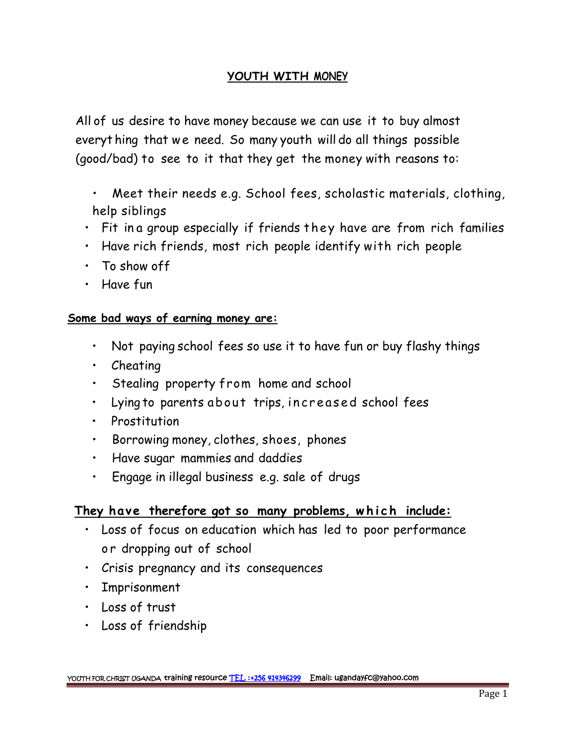# YOUTH WITH MONEY

All of us desire to have money because we can use it to buy almost everything that we need. So many youth will do all things possible (good/bad) to see to it that they get the money with reasons to:

- Meet their needs e.g. School fees, scholastic materials, clothing, help siblings
- Fit in a group especially if friends they have are from rich families
- Have rich friends, most rich people identify with rich people
- To show off
- Have fun

**Some bad ways of earning money are:**

- Not paying school fees so use it to have fun or buy flashy things
- Cheating
- Stealing property from home and school
- Lying to parents about trips, increased school fees
- Prostitution
- Borrowing money, clothes, shoes, phones
- Have sugar mammies and daddies
- Engage in illegal business e.g. sale of drugs

**They have therefore got so many problems, which include:**

- Loss of focus on education which has led to poor performance or dropping out of school
- Crisis pregnancy and its consequences
- Imprisonment
- Loss of trust
- Loss of friendship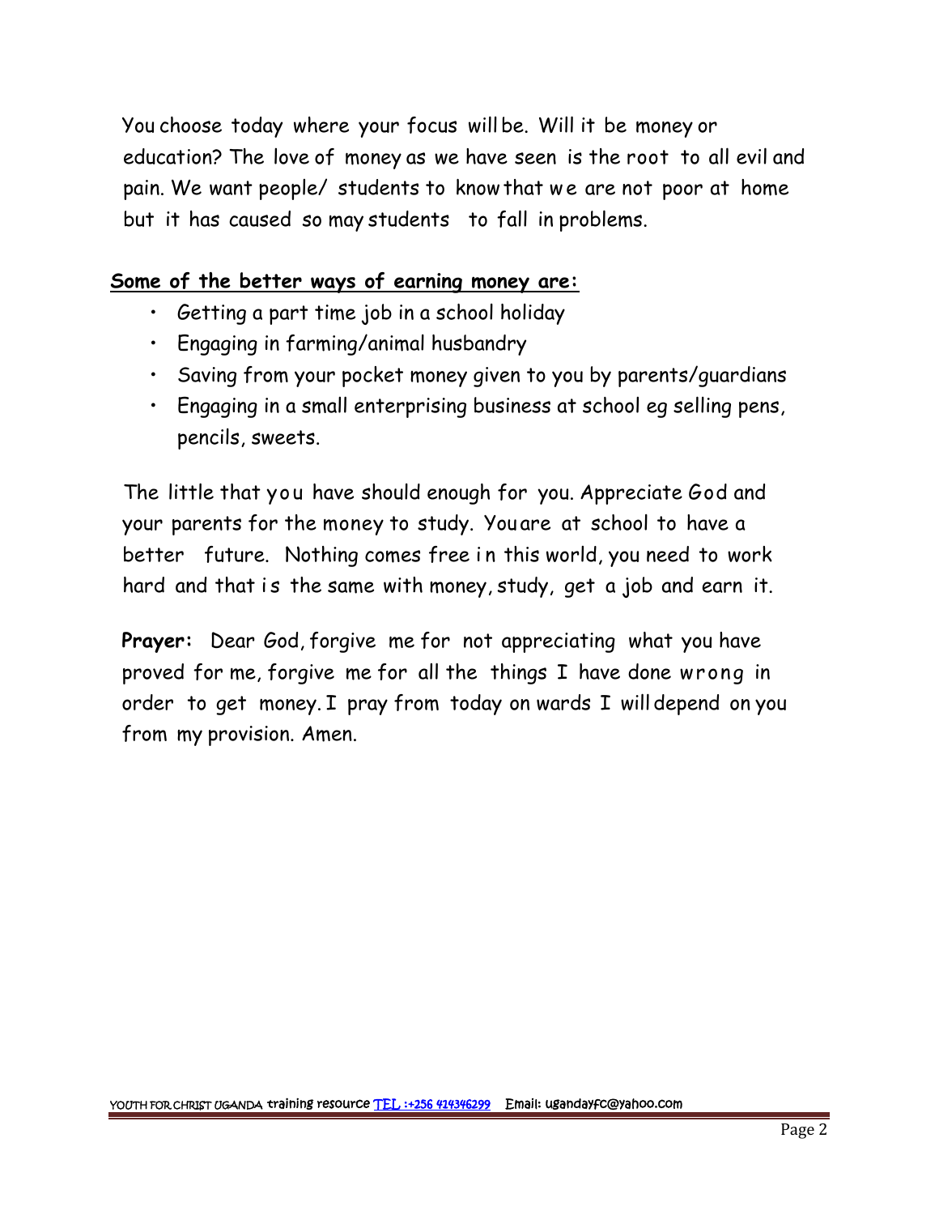You choose today where your focus will be. Will it be money or education? The love of money as we have seen is the root to all evil and pain. We want people/ students to know that we are not poor at home but it has caused so may students to fall in problems.

**Some of the better ways of earning money are:**

- Getting a part time job in a school holiday
- Engaging in farming/animal husbandry
- Saving from your pocket money given to you by parents/guardians
- Engaging in a small enterprising business at school eg selling pens, pencils, sweets.

The little that you have should enough for you. Appreciate God and your parents for the money to study. You are at school to have a better future. Nothing comes free in this world, you need to work hard and that is the same with money, study, get a job and earn it.

**Prayer:** Dear God, forgive me for not appreciating what you have proved for me, forgive me for all the things I have done wrong in order to get money. I pray from today on wards I will depend on you from my provision. Amen.